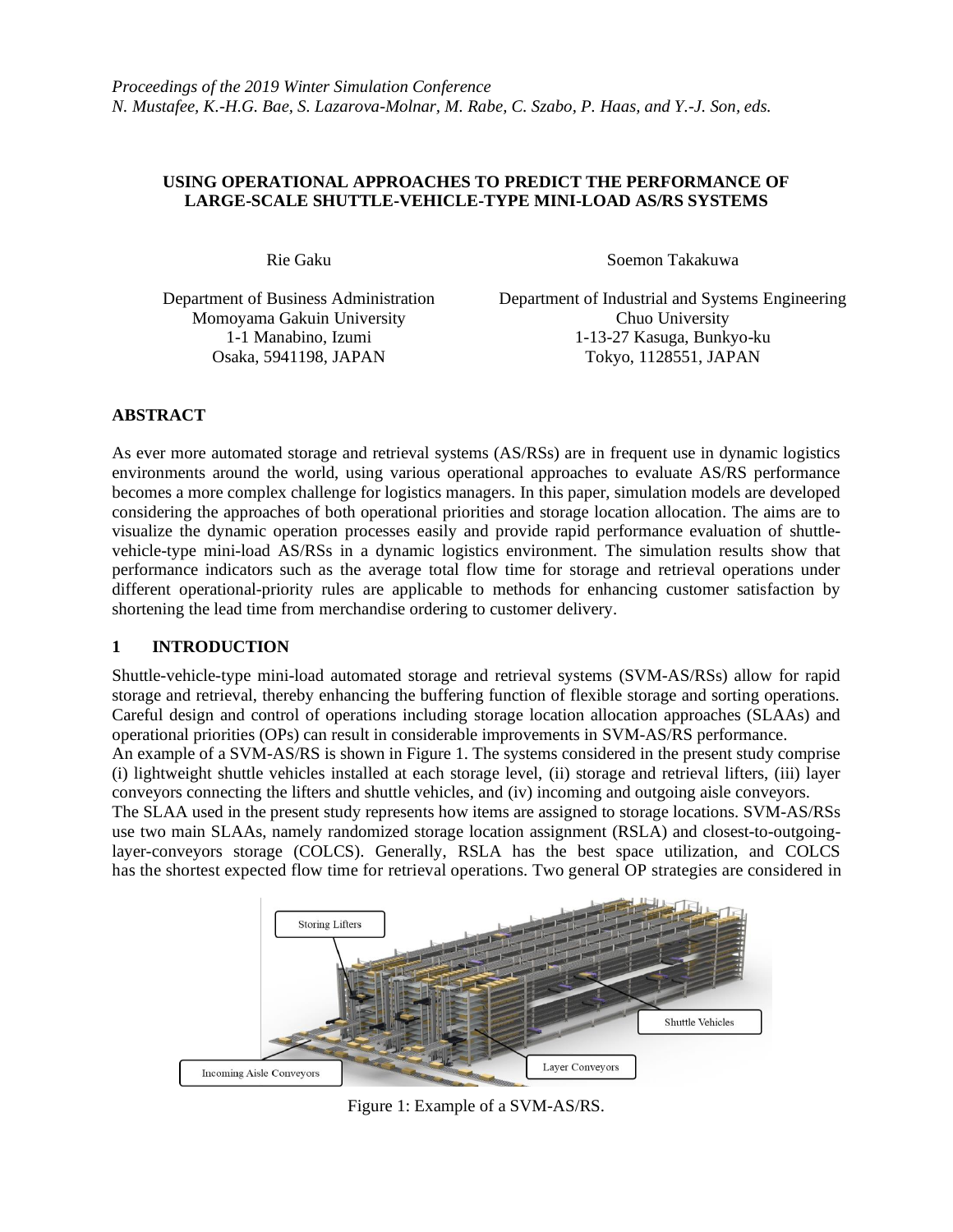*Proceedings of the 2019 Winter Simulation Conference*
*N. Mustafee, K.-H.G. Bae, S. Lazarova-Molnar, M. Rabe, C. Szabo, P. Haas, and Y.-J. Son, eds.*

# USING OPERATIONAL APPROACHES TO PREDICT THE PERFORMANCE OF LARGE-SCALE SHUTTLE-VEHICLE-TYPE MINI-LOAD AS/RS SYSTEMS

Rie Gaku
Department of Business Administration
Momoyama Gakuin University
1-1 Manabino, Izumi
Osaka, 5941198, JAPAN

Soemon Takakuwa
Department of Industrial and Systems Engineering
Chuo University
1-13-27 Kasuga, Bunkyo-ku
Tokyo, 1128551, JAPAN

## ABSTRACT

As ever more automated storage and retrieval systems (AS/RSs) are in frequent use in dynamic logistics environments around the world, using various operational approaches to evaluate AS/RS performance becomes a more complex challenge for logistics managers. In this paper, simulation models are developed considering the approaches of both operational priorities and storage location allocation. The aims are to visualize the dynamic operation processes easily and provide rapid performance evaluation of shuttle-vehicle-type mini-load AS/RSs in a dynamic logistics environment. The simulation results show that performance indicators such as the average total flow time for storage and retrieval operations under different operational-priority rules are applicable to methods for enhancing customer satisfaction by shortening the lead time from merchandise ordering to customer delivery.

## 1 INTRODUCTION

Shuttle-vehicle-type mini-load automated storage and retrieval systems (SVM-AS/RSs) allow for rapid storage and retrieval, thereby enhancing the buffering function of flexible storage and sorting operations. Careful design and control of operations including storage location allocation approaches (SLAAs) and operational priorities (OPs) can result in considerable improvements in SVM-AS/RS performance.

An example of a SVM-AS/RS is shown in Figure 1. The systems considered in the present study comprise (i) lightweight shuttle vehicles installed at each storage level, (ii) storage and retrieval lifters, (iii) layer conveyors connecting the lifters and shuttle vehicles, and (iv) incoming and outgoing aisle conveyors.

The SLAA used in the present study represents how items are assigned to storage locations. SVM-AS/RSs use two main SLAAs, namely randomized storage location assignment (RSLA) and closest-to-outgoing-layer-conveyors storage (COLCS). Generally, RSLA has the best space utilization, and COLCS has the shortest expected flow time for retrieval operations. Two general OP strategies are considered in

Figure 1: Example of a SVM-AS/RS.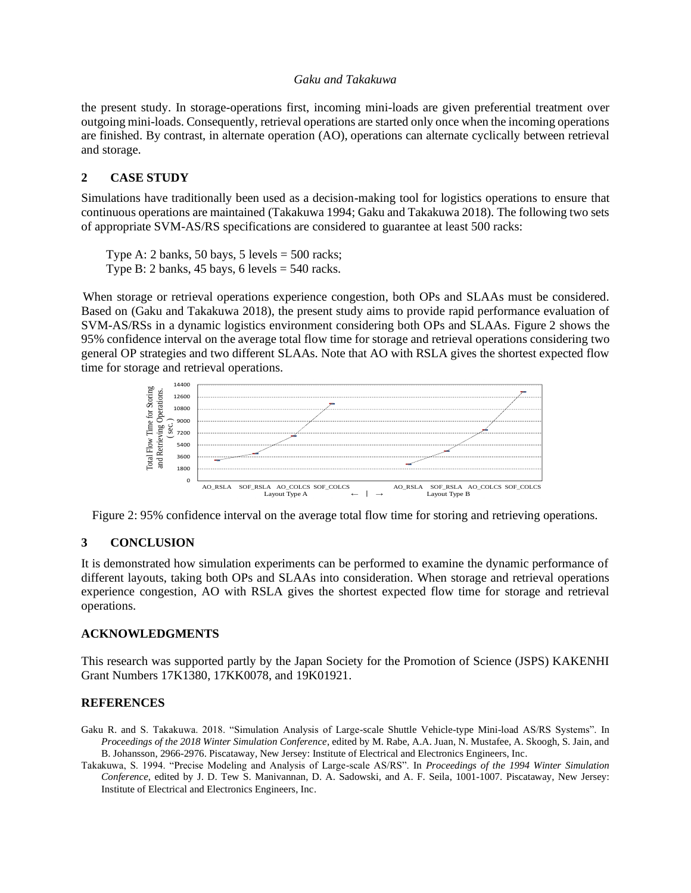the present study. In storage-operations first, incoming mini-loads are given preferential treatment over outgoing mini-loads. Consequently, retrieval operations are started only once when the incoming operations are finished. By contrast, in alternate operation (AO), operations can alternate cyclically between retrieval and storage.

## 2 CASE STUDY

Simulations have traditionally been used as a decision-making tool for logistics operations to ensure that continuous operations are maintained (Takakuwa 1994; Gaku and Takakuwa 2018). The following two sets of appropriate SVM-AS/RS specifications are considered to guarantee at least 500 racks:

Type A: 2 banks, 50 bays, 5 levels = 500 racks;
Type B: 2 banks, 45 bays, 6 levels = 540 racks.

When storage or retrieval operations experience congestion, both OPs and SLAAs must be considered. Based on (Gaku and Takakuwa 2018), the present study aims to provide rapid performance evaluation of SVM-AS/RSs in a dynamic logistics environment considering both OPs and SLAAs. Figure 2 shows the 95% confidence interval on the average total flow time for storage and retrieval operations considering two general OP strategies and two different SLAAs. Note that AO with RSLA gives the shortest expected flow time for storage and retrieval operations.

Total Flow Time for Storing and Retrieving Operations. ( sec. )
14400
12600
10800
9000
7200
5400
3600
1800
0
AO_RSLA SOF_RSLA AO_COLCS SOF_COLCS
Layout Type A
← | →
AO_RSLA SOF_RSLA AO_COLCS SOF_COLCS
Layout Type B

Figure 2: 95% confidence interval on the average total flow time for storing and retrieving operations.

## 3 CONCLUSION

It is demonstrated how simulation experiments can be performed to examine the dynamic performance of different layouts, taking both OPs and SLAAs into consideration. When storage and retrieval operations experience congestion, AO with RSLA gives the shortest expected flow time for storage and retrieval operations.

## ACKNOWLEDGMENTS

This research was supported partly by the Japan Society for the Promotion of Science (JSPS) KAKENHI Grant Numbers 17K1380, 17KK0078, and 19K01921.

## REFERENCES

Gaku R. and S. Takakuwa. 2018. "Simulation Analysis of Large-scale Shuttle Vehicle-type Mini-load AS/RS Systems". In *Proceedings of the 2018 Winter Simulation Conference*, edited by M. Rabe, A.A. Juan, N. Mustafee, A. Skoogh, S. Jain, and B. Johansson, 2966-2976. Piscataway, New Jersey: Institute of Electrical and Electronics Engineers, Inc.

Takakuwa, S. 1994. "Precise Modeling and Analysis of Large-scale AS/RS". In *Proceedings of the 1994 Winter Simulation Conference*, edited by J. D. Tew S. Manivannan, D. A. Sadowski, and A. F. Seila, 1001-1007. Piscataway, New Jersey: Institute of Electrical and Electronics Engineers, Inc.